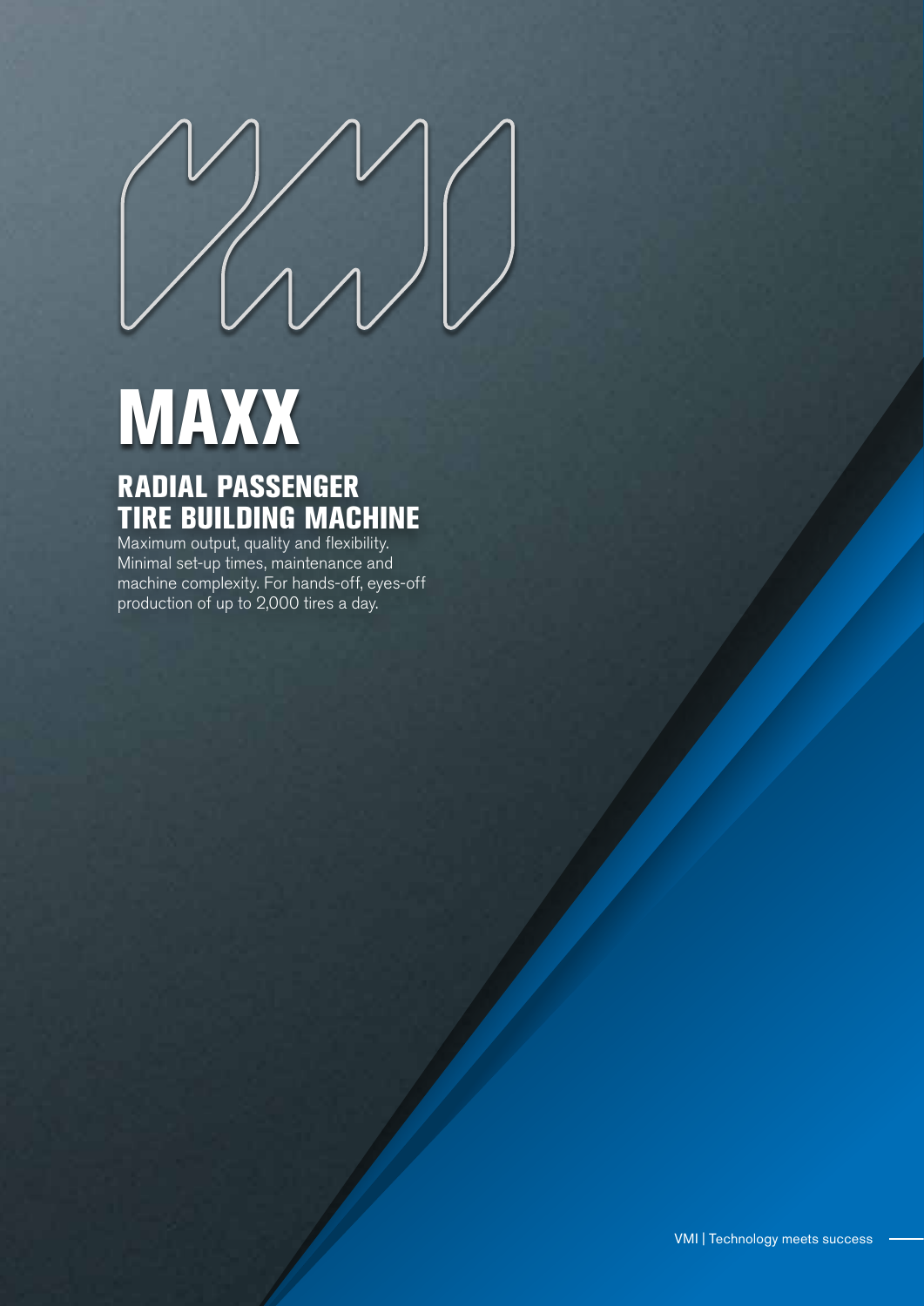# MAXX

## RADIAL PASSENGER TIRE BUILDING MACHINE

Maximum output, quality and flexibility. Minimal set-up times, maintenance and machine complexity. For hands-off, eyes-off production of up to 2,000 tires a day.

VMI | Technology meets success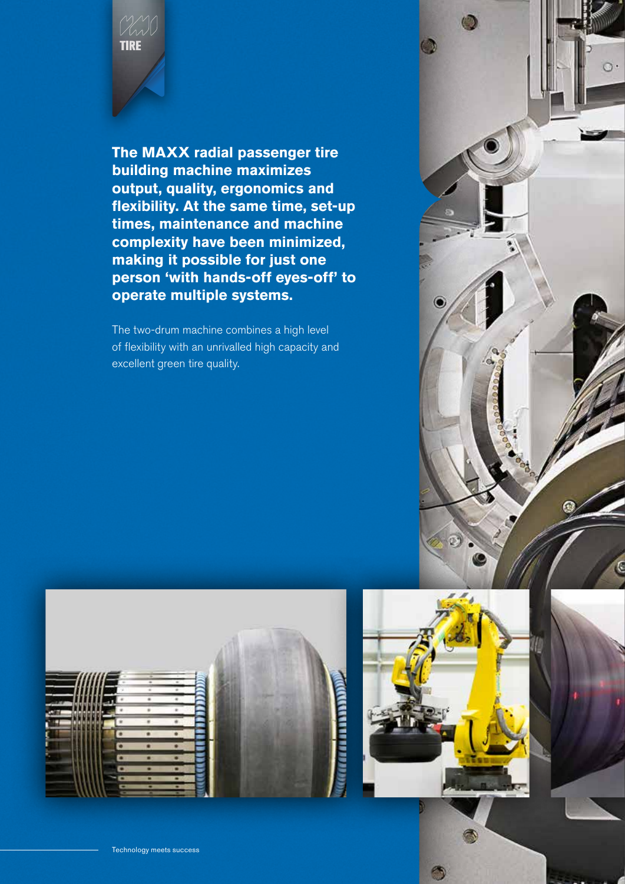**The MAXX radial passenger tire building machine maximizes output, quality, ergonomics and flexibility. At the same time, set-up times, maintenance and machine complexity have been minimized, making it possible for just one person 'with hands-off eyes-off' to operate multiple systems.**

The two-drum machine combines a high level of flexibility with an unrivalled high capacity and excellent green tire quality.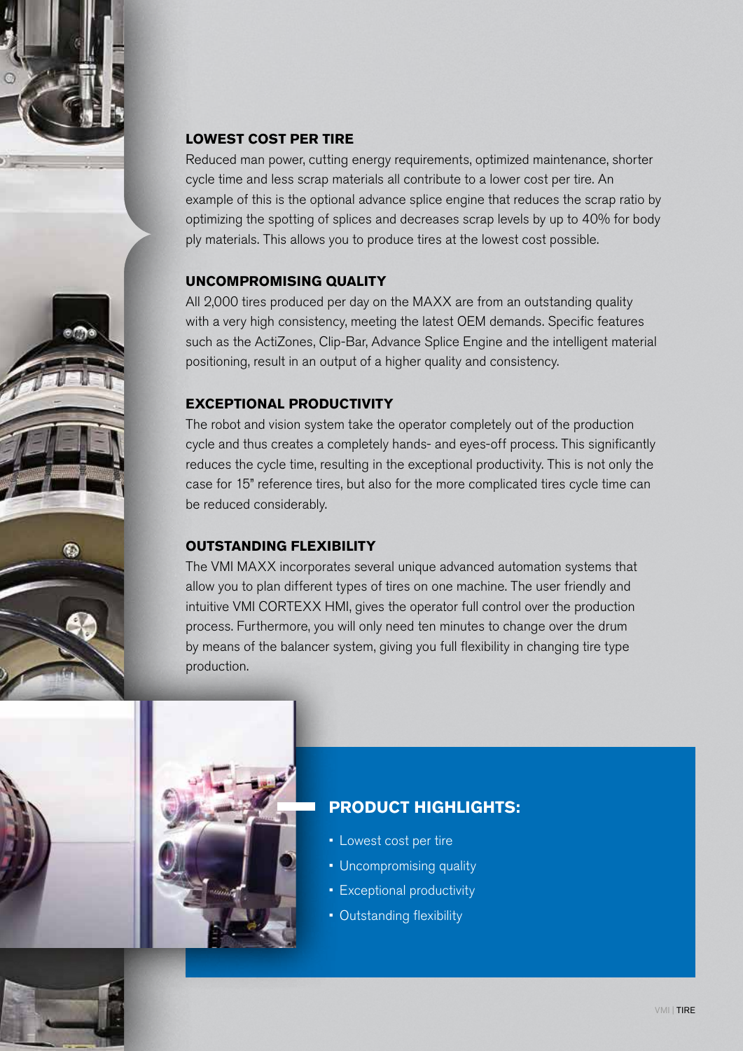## LOWEST COST PER TIRE

Reduced man power, cutting energy requirements, optimized maintenance, shorter cycle time and less scrap materials all contribute to a lower cost per tire. An example of this is the optional advance splice engine that reduces the scrap ratio by optimizing the spotting of splices and decreases scrap levels by up to 40% for body ply materials. This allows you to produce tires at the lowest cost possible.

## UNCOMPROMISING QUALITY

All 2,000 tires produced per day on the MAXX are from an outstanding quality with a very high consistency, meeting the latest OEM demands. Specific features such as the ActiZones, Clip-Bar, Advance Splice Engine and the intelligent material positioning, result in an output of a higher quality and consistency.

## EXCEPTIONAL PRODUCTIVITY

The robot and vision system take the operator completely out of the production cycle and thus creates a completely hands- and eyes-off process. This significantly reduces the cycle time, resulting in the exceptional productivity. This is not only the case for 15" reference tires, but also for the more complicated tires cycle time can be reduced considerably.

## OUTSTANDING FLEXIBILITY

The VMI MAXX incorporates several unique advanced automation systems that allow you to plan different types of tires on one machine. The user friendly and intuitive VMI CORTEXX HMI, gives the operator full control over the production process. Furthermore, you will only need ten minutes to change over the drum by means of the balancer system, giving you full flexibility in changing tire type production.

## PRODUCT HIGHLIGHTS:

- Lowest cost per tire
- Uncompromising quality
- Exceptional productivity
- Outstanding flexibility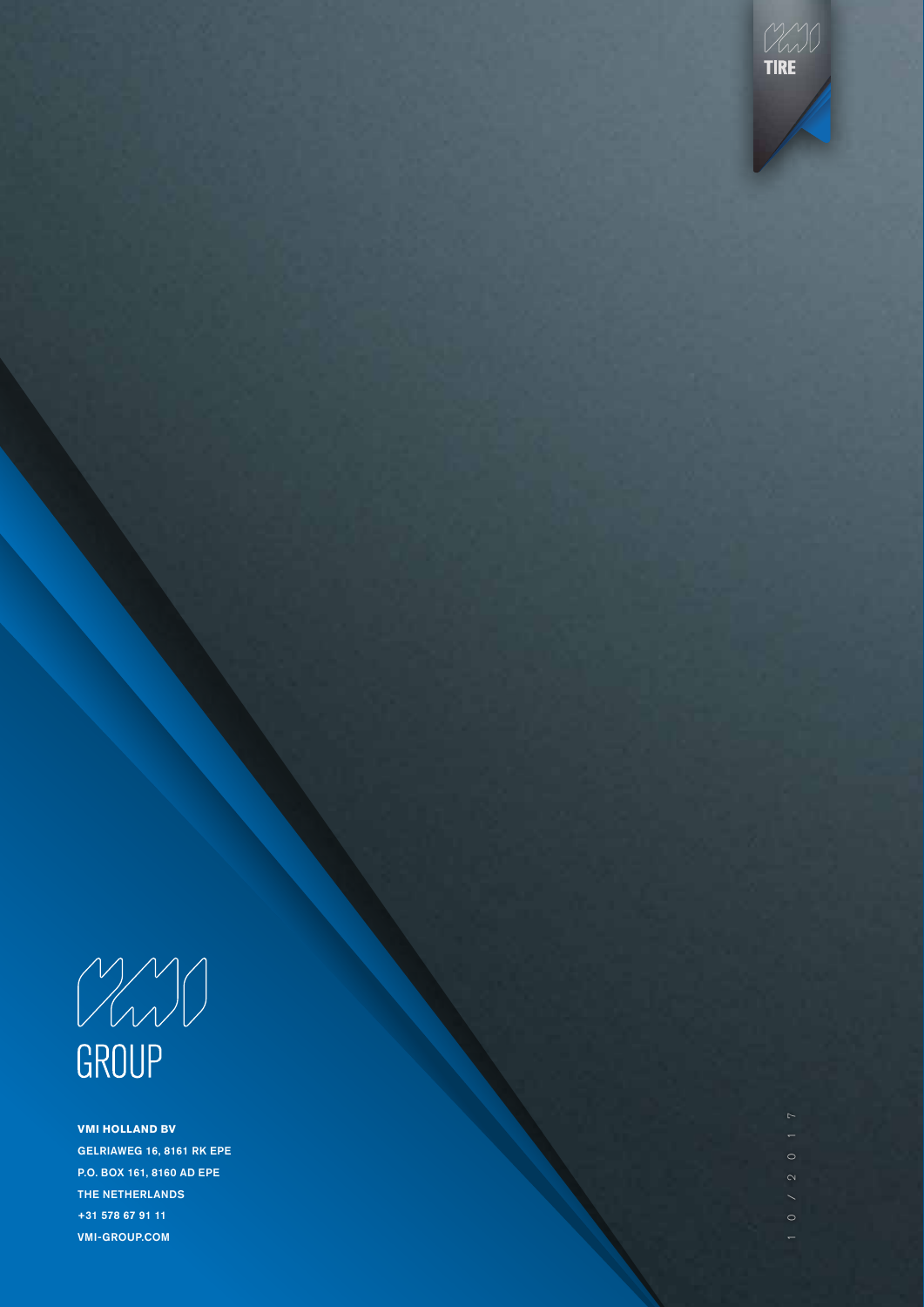TIRE

GROUP

**VMI HOLLAND BV**
**GELRIAWEG 16, 8161 RK EPE**
**P.O. BOX 161, 8160 AD EPE**
**THE NETHERLANDS**
**+31 578 67 91 11**
**VMI-GROUP.COM**

10/2017